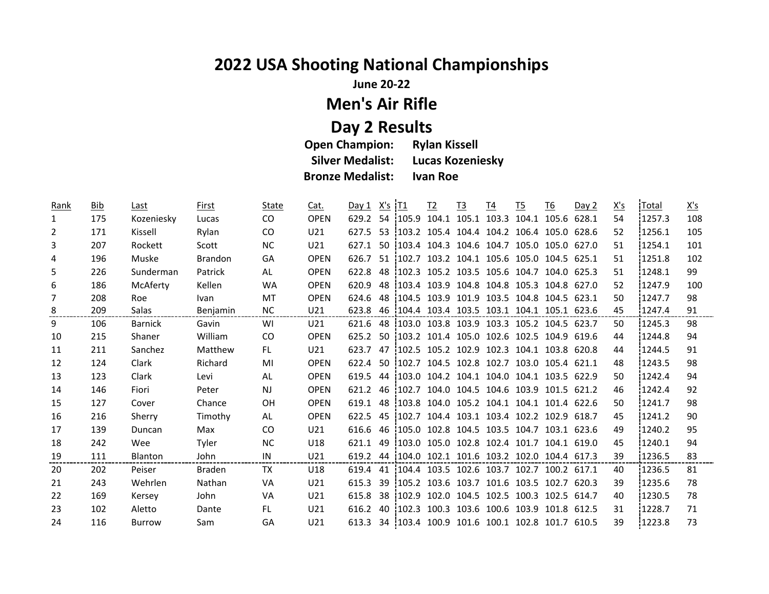# 2022 USA Shooting National Championships

**June 20-22**

## Men's Air Rifle

## Day 2 Results

**Open Champion:** **Rylan Kissell**
**Silver Medalist:** **Lucas Kozeniesky**
**Bronze Medalist:** **Ivan Roe**

| Rank | Bib | Last | First | State | Cat. | Day 1 | X's | T1 | T2 | T3 | T4 | T5 | T6 | Day 2 | X's | Total | X's |
|---|---|---|---|---|---|---|---|---|---|---|---|---|---|---|---|---|---|
| 1 | 175 | Kozeniesky | Lucas | CO | OPEN | 629.2 | 54 | 105.9 | 104.1 | 105.1 | 103.3 | 104.1 | 105.6 | 628.1 | 54 | 1257.3 | 108 |
| 2 | 171 | Kissell | Rylan | CO | U21 | 627.5 | 53 | 103.2 | 105.4 | 104.4 | 104.2 | 106.4 | 105.0 | 628.6 | 52 | 1256.1 | 105 |
| 3 | 207 | Rockett | Scott | NC | U21 | 627.1 | 50 | 103.4 | 104.3 | 104.6 | 104.7 | 105.0 | 105.0 | 627.0 | 51 | 1254.1 | 101 |
| 4 | 196 | Muske | Brandon | GA | OPEN | 626.7 | 51 | 102.7 | 103.2 | 104.1 | 105.6 | 105.0 | 104.5 | 625.1 | 51 | 1251.8 | 102 |
| 5 | 226 | Sunderman | Patrick | AL | OPEN | 622.8 | 48 | 102.3 | 105.2 | 103.5 | 105.6 | 104.7 | 104.0 | 625.3 | 51 | 1248.1 | 99 |
| 6 | 186 | McAferty | Kellen | WA | OPEN | 620.9 | 48 | 103.4 | 103.9 | 104.8 | 104.8 | 105.3 | 104.8 | 627.0 | 52 | 1247.9 | 100 |
| 7 | 208 | Roe | Ivan | MT | OPEN | 624.6 | 48 | 104.5 | 103.9 | 101.9 | 103.5 | 104.8 | 104.5 | 623.1 | 50 | 1247.7 | 98 |
| 8 | 209 | Salas | Benjamin | NC | U21 | 623.8 | 46 | 104.4 | 103.4 | 103.5 | 103.1 | 104.1 | 105.1 | 623.6 | 45 | 1247.4 | 91 |
| 9 | 106 | Barnick | Gavin | WI | U21 | 621.6 | 48 | 103.0 | 103.8 | 103.9 | 103.3 | 105.2 | 104.5 | 623.7 | 50 | 1245.3 | 98 |
| 10 | 215 | Shaner | William | CO | OPEN | 625.2 | 50 | 103.2 | 101.4 | 105.0 | 102.6 | 102.5 | 104.9 | 619.6 | 44 | 1244.8 | 94 |
| 11 | 211 | Sanchez | Matthew | FL | U21 | 623.7 | 47 | 102.5 | 105.2 | 102.9 | 102.3 | 104.1 | 103.8 | 620.8 | 44 | 1244.5 | 91 |
| 12 | 124 | Clark | Richard | MI | OPEN | 622.4 | 50 | 102.7 | 104.5 | 102.8 | 102.7 | 103.0 | 105.4 | 621.1 | 48 | 1243.5 | 98 |
| 13 | 123 | Clark | Levi | AL | OPEN | 619.5 | 44 | 103.0 | 104.2 | 104.1 | 104.0 | 104.1 | 103.5 | 622.9 | 50 | 1242.4 | 94 |
| 14 | 146 | Fiori | Peter | NJ | OPEN | 621.2 | 46 | 102.7 | 104.0 | 104.5 | 104.6 | 103.9 | 101.5 | 621.2 | 46 | 1242.4 | 92 |
| 15 | 127 | Cover | Chance | OH | OPEN | 619.1 | 48 | 103.8 | 104.0 | 105.2 | 104.1 | 104.1 | 101.4 | 622.6 | 50 | 1241.7 | 98 |
| 16 | 216 | Sherry | Timothy | AL | OPEN | 622.5 | 45 | 102.7 | 104.4 | 103.1 | 103.4 | 102.2 | 102.9 | 618.7 | 45 | 1241.2 | 90 |
| 17 | 139 | Duncan | Max | CO | U21 | 616.6 | 46 | 105.0 | 102.8 | 104.5 | 103.5 | 104.7 | 103.1 | 623.6 | 49 | 1240.2 | 95 |
| 18 | 242 | Wee | Tyler | NC | U18 | 621.1 | 49 | 103.0 | 105.0 | 102.8 | 102.4 | 101.7 | 104.1 | 619.0 | 45 | 1240.1 | 94 |
| 19 | 111 | Blanton | John | IN | U21 | 619.2 | 44 | 104.0 | 102.1 | 101.6 | 103.2 | 102.0 | 104.4 | 617.3 | 39 | 1236.5 | 83 |
| 20 | 202 | Peiser | Braden | TX | U18 | 619.4 | 41 | 104.4 | 103.5 | 102.6 | 103.7 | 102.7 | 100.2 | 617.1 | 40 | 1236.5 | 81 |
| 21 | 243 | Wehrlen | Nathan | VA | U21 | 615.3 | 39 | 105.2 | 103.6 | 103.7 | 101.6 | 103.5 | 102.7 | 620.3 | 39 | 1235.6 | 78 |
| 22 | 169 | Kersey | John | VA | U21 | 615.8 | 38 | 102.9 | 102.0 | 104.5 | 102.5 | 100.3 | 102.5 | 614.7 | 40 | 1230.5 | 78 |
| 23 | 102 | Aletto | Dante | FL | U21 | 616.2 | 40 | 102.3 | 100.3 | 103.6 | 100.6 | 103.9 | 101.8 | 612.5 | 31 | 1228.7 | 71 |
| 24 | 116 | Burrow | Sam | GA | U21 | 613.3 | 34 | 103.4 | 100.9 | 101.6 | 100.1 | 102.8 | 101.7 | 610.5 | 39 | 1223.8 | 73 |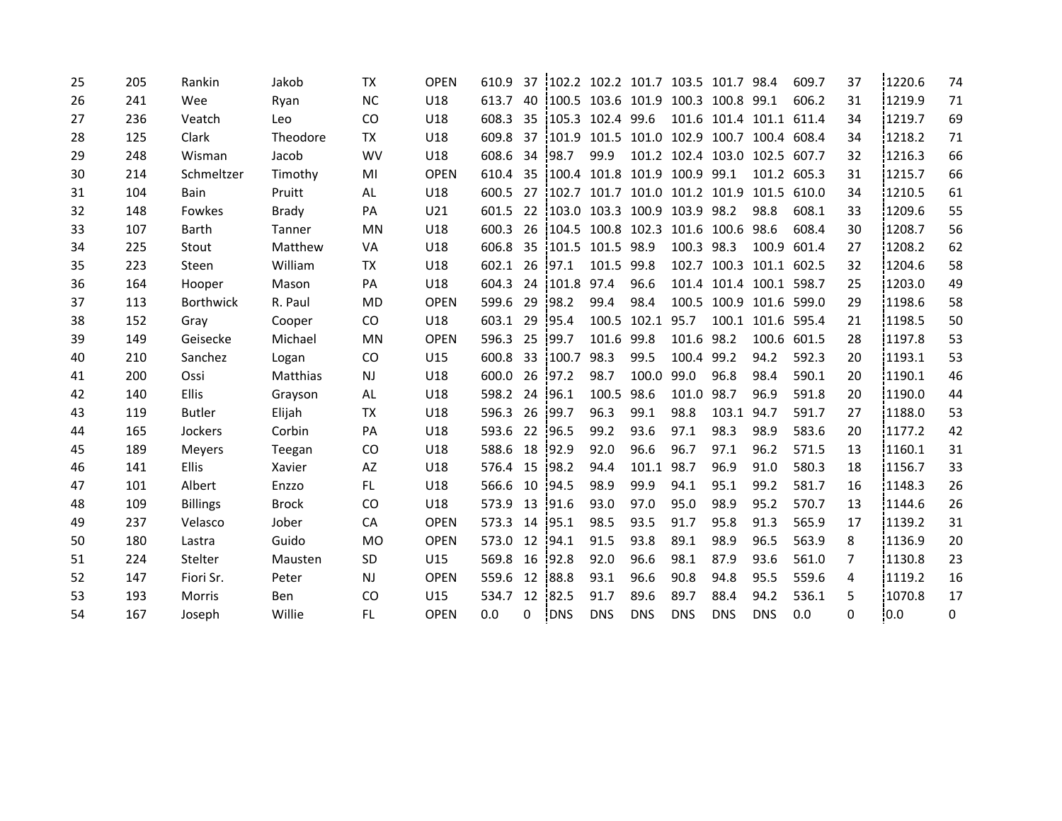| | | | | | | | | | | | | | | | | | | |
|---|---|---|---|---|---|---|---|---|---|---|---|---|---|---|---|---|---|---|
| 25 | 205 | Rankin | Jakob | TX | OPEN | 610.9 | 37 | 102.2 | 102.2 | 101.7 | 103.5 | 101.7 | 98.4 | 609.7 | 37 | 1220.6 | 74 |
| 26 | 241 | Wee | Ryan | NC | U18 | 613.7 | 40 | 100.5 | 103.6 | 101.9 | 100.3 | 100.8 | 99.1 | 606.2 | 31 | 1219.9 | 71 |
| 27 | 236 | Veatch | Leo | CO | U18 | 608.3 | 35 | 105.3 | 102.4 | 99.6 | 101.6 | 101.4 | 101.1 | 611.4 | 34 | 1219.7 | 69 |
| 28 | 125 | Clark | Theodore | TX | U18 | 609.8 | 37 | 101.9 | 101.5 | 101.0 | 102.9 | 100.7 | 100.4 | 608.4 | 34 | 1218.2 | 71 |
| 29 | 248 | Wisman | Jacob | WV | U18 | 608.6 | 34 | 98.7 | 99.9 | 101.2 | 102.4 | 103.0 | 102.5 | 607.7 | 32 | 1216.3 | 66 |
| 30 | 214 | Schmeltzer | Timothy | MI | OPEN | 610.4 | 35 | 100.4 | 101.8 | 101.9 | 100.9 | 99.1 | 101.2 | 605.3 | 31 | 1215.7 | 66 |
| 31 | 104 | Bain | Pruitt | AL | U18 | 600.5 | 27 | 102.7 | 101.7 | 101.0 | 101.2 | 101.9 | 101.5 | 610.0 | 34 | 1210.5 | 61 |
| 32 | 148 | Fowkes | Brady | PA | U21 | 601.5 | 22 | 103.0 | 103.3 | 100.9 | 103.9 | 98.2 | 98.8 | 608.1 | 33 | 1209.6 | 55 |
| 33 | 107 | Barth | Tanner | MN | U18 | 600.3 | 26 | 104.5 | 100.8 | 102.3 | 101.6 | 100.6 | 98.6 | 608.4 | 30 | 1208.7 | 56 |
| 34 | 225 | Stout | Matthew | VA | U18 | 606.8 | 35 | 101.5 | 101.5 | 98.9 | 100.3 | 98.3 | 100.9 | 601.4 | 27 | 1208.2 | 62 |
| 35 | 223 | Steen | William | TX | U18 | 602.1 | 26 | 97.1 | 101.5 | 99.8 | 102.7 | 100.3 | 101.1 | 602.5 | 32 | 1204.6 | 58 |
| 36 | 164 | Hooper | Mason | PA | U18 | 604.3 | 24 | 101.8 | 97.4 | 96.6 | 101.4 | 101.4 | 100.1 | 598.7 | 25 | 1203.0 | 49 |
| 37 | 113 | Borthwick | R. Paul | MD | OPEN | 599.6 | 29 | 98.2 | 99.4 | 98.4 | 100.5 | 100.9 | 101.6 | 599.0 | 29 | 1198.6 | 58 |
| 38 | 152 | Gray | Cooper | CO | U18 | 603.1 | 29 | 95.4 | 100.5 | 102.1 | 95.7 | 100.1 | 101.6 | 595.4 | 21 | 1198.5 | 50 |
| 39 | 149 | Geisecke | Michael | MN | OPEN | 596.3 | 25 | 99.7 | 101.6 | 99.8 | 101.6 | 98.2 | 100.6 | 601.5 | 28 | 1197.8 | 53 |
| 40 | 210 | Sanchez | Logan | CO | U15 | 600.8 | 33 | 100.7 | 98.3 | 99.5 | 100.4 | 99.2 | 94.2 | 592.3 | 20 | 1193.1 | 53 |
| 41 | 200 | Ossi | Matthias | NJ | U18 | 600.0 | 26 | 97.2 | 98.7 | 100.0 | 99.0 | 96.8 | 98.4 | 590.1 | 20 | 1190.1 | 46 |
| 42 | 140 | Ellis | Grayson | AL | U18 | 598.2 | 24 | 96.1 | 100.5 | 98.6 | 101.0 | 98.7 | 96.9 | 591.8 | 20 | 1190.0 | 44 |
| 43 | 119 | Butler | Elijah | TX | U18 | 596.3 | 26 | 99.7 | 96.3 | 99.1 | 98.8 | 103.1 | 94.7 | 591.7 | 27 | 1188.0 | 53 |
| 44 | 165 | Jockers | Corbin | PA | U18 | 593.6 | 22 | 96.5 | 99.2 | 93.6 | 97.1 | 98.3 | 98.9 | 583.6 | 20 | 1177.2 | 42 |
| 45 | 189 | Meyers | Teegan | CO | U18 | 588.6 | 18 | 92.9 | 92.0 | 96.6 | 96.7 | 97.1 | 96.2 | 571.5 | 13 | 1160.1 | 31 |
| 46 | 141 | Ellis | Xavier | AZ | U18 | 576.4 | 15 | 98.2 | 94.4 | 101.1 | 98.7 | 96.9 | 91.0 | 580.3 | 18 | 1156.7 | 33 |
| 47 | 101 | Albert | Enzzo | FL | U18 | 566.6 | 10 | 94.5 | 98.9 | 99.9 | 94.1 | 95.1 | 99.2 | 581.7 | 16 | 1148.3 | 26 |
| 48 | 109 | Billings | Brock | CO | U18 | 573.9 | 13 | 91.6 | 93.0 | 97.0 | 95.0 | 98.9 | 95.2 | 570.7 | 13 | 1144.6 | 26 |
| 49 | 237 | Velasco | Jober | CA | OPEN | 573.3 | 14 | 95.1 | 98.5 | 93.5 | 91.7 | 95.8 | 91.3 | 565.9 | 17 | 1139.2 | 31 |
| 50 | 180 | Lastra | Guido | MO | OPEN | 573.0 | 12 | 94.1 | 91.5 | 93.8 | 89.1 | 98.9 | 96.5 | 563.9 | 8 | 1136.9 | 20 |
| 51 | 224 | Stelter | Mausten | SD | U15 | 569.8 | 16 | 92.8 | 92.0 | 96.6 | 98.1 | 87.9 | 93.6 | 561.0 | 7 | 1130.8 | 23 |
| 52 | 147 | Fiori Sr. | Peter | NJ | OPEN | 559.6 | 12 | 88.8 | 93.1 | 96.6 | 90.8 | 94.8 | 95.5 | 559.6 | 4 | 1119.2 | 16 |
| 53 | 193 | Morris | Ben | CO | U15 | 534.7 | 12 | 82.5 | 91.7 | 89.6 | 89.7 | 88.4 | 94.2 | 536.1 | 5 | 1070.8 | 17 |
| 54 | 167 | Joseph | Willie | FL | OPEN | 0.0 | 0 | DNS | DNS | DNS | DNS | DNS | DNS | 0.0 | 0 | 0.0 | 0 |